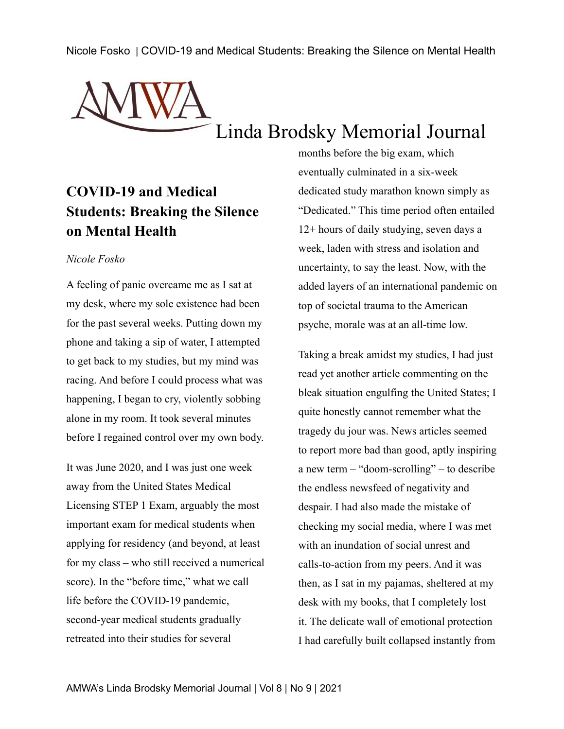# COVID-19 and Medical Students: Breaking the Silence on Mental Health

*Nicole Fosko*

A feeling of panic overcame me as I sat at my desk, where my sole existence had been for the past several weeks. Putting down my phone and taking a sip of water, I attempted to get back to my studies, but my mind was racing. And before I could process what was happening, I began to cry, violently sobbing alone in my room. It took several minutes before I regained control over my own body.

It was June 2020, and I was just one week away from the United States Medical Licensing STEP 1 Exam, arguably the most important exam for medical students when applying for residency (and beyond, at least for my class – who still received a numerical score). In the "before time," what we call life before the COVID-19 pandemic, second-year medical students gradually retreated into their studies for several months before the big exam, which eventually culminated in a six-week dedicated study marathon known simply as "Dedicated." This time period often entailed 12+ hours of daily studying, seven days a week, laden with stress and isolation and uncertainty, to say the least. Now, with the added layers of an international pandemic on top of societal trauma to the American psyche, morale was at an all-time low.

Taking a break amidst my studies, I had just read yet another article commenting on the bleak situation engulfing the United States; I quite honestly cannot remember what the tragedy du jour was. News articles seemed to report more bad than good, aptly inspiring a new term – "doom-scrolling" – to describe the endless newsfeed of negativity and despair. I had also made the mistake of checking my social media, where I was met with an inundation of social unrest and calls-to-action from my peers. And it was then, as I sat in my pajamas, sheltered at my desk with my books, that I completely lost it. The delicate wall of emotional protection I had carefully built collapsed instantly from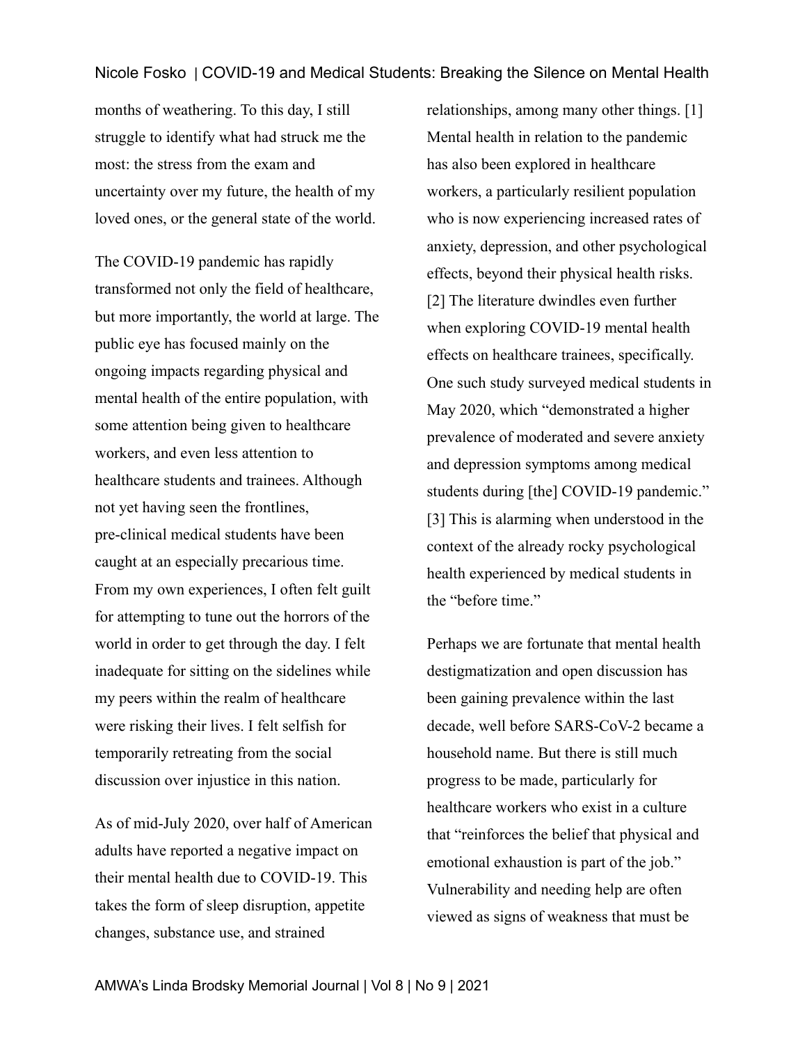months of weathering. To this day, I still struggle to identify what had struck me the most: the stress from the exam and uncertainty over my future, the health of my loved ones, or the general state of the world.

The COVID-19 pandemic has rapidly transformed not only the field of healthcare, but more importantly, the world at large. The public eye has focused mainly on the ongoing impacts regarding physical and mental health of the entire population, with some attention being given to healthcare workers, and even less attention to healthcare students and trainees. Although not yet having seen the frontlines, pre-clinical medical students have been caught at an especially precarious time. From my own experiences, I often felt guilt for attempting to tune out the horrors of the world in order to get through the day. I felt inadequate for sitting on the sidelines while my peers within the realm of healthcare were risking their lives. I felt selfish for temporarily retreating from the social discussion over injustice in this nation.

As of mid-July 2020, over half of American adults have reported a negative impact on their mental health due to COVID-19. This takes the form of sleep disruption, appetite changes, substance use, and strained relationships, among many other things. [1] Mental health in relation to the pandemic has also been explored in healthcare workers, a particularly resilient population who is now experiencing increased rates of anxiety, depression, and other psychological effects, beyond their physical health risks. [2] The literature dwindles even further when exploring COVID-19 mental health effects on healthcare trainees, specifically. One such study surveyed medical students in May 2020, which "demonstrated a higher prevalence of moderated and severe anxiety and depression symptoms among medical students during [the] COVID-19 pandemic." [3] This is alarming when understood in the context of the already rocky psychological health experienced by medical students in the "before time."

Perhaps we are fortunate that mental health destigmatization and open discussion has been gaining prevalence within the last decade, well before SARS-CoV-2 became a household name. But there is still much progress to be made, particularly for healthcare workers who exist in a culture that "reinforces the belief that physical and emotional exhaustion is part of the job." Vulnerability and needing help are often viewed as signs of weakness that must be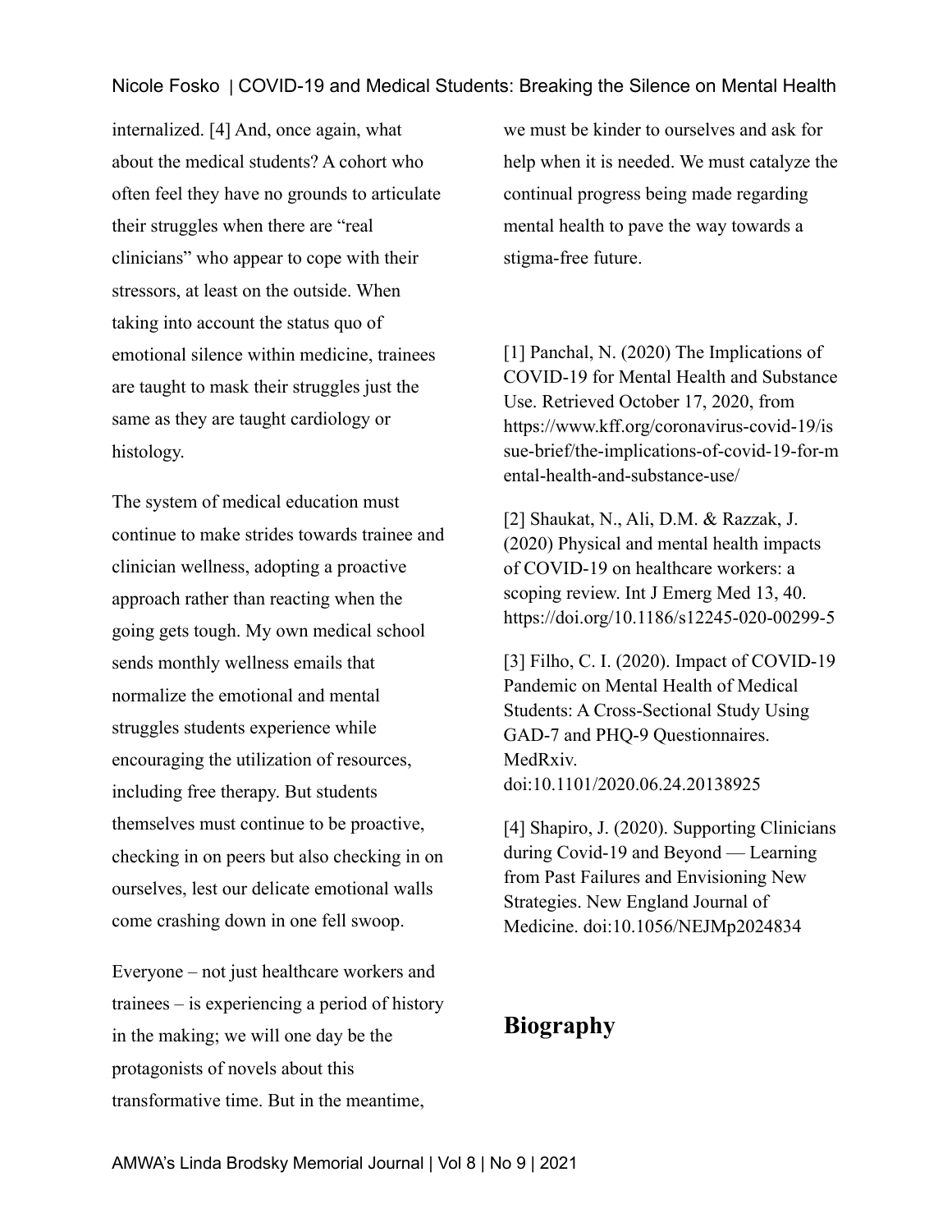internalized. [4] And, once again, what about the medical students? A cohort who often feel they have no grounds to articulate their struggles when there are "real clinicians" who appear to cope with their stressors, at least on the outside. When taking into account the status quo of emotional silence within medicine, trainees are taught to mask their struggles just the same as they are taught cardiology or histology.

The system of medical education must continue to make strides towards trainee and clinician wellness, adopting a proactive approach rather than reacting when the going gets tough. My own medical school sends monthly wellness emails that normalize the emotional and mental struggles students experience while encouraging the utilization of resources, including free therapy. But students themselves must continue to be proactive, checking in on peers but also checking in on ourselves, lest our delicate emotional walls come crashing down in one fell swoop.

Everyone – not just healthcare workers and trainees – is experiencing a period of history in the making; we will one day be the protagonists of novels about this transformative time. But in the meantime, we must be kinder to ourselves and ask for help when it is needed. We must catalyze the continual progress being made regarding mental health to pave the way towards a stigma-free future.

[1] Panchal, N. (2020) The Implications of COVID-19 for Mental Health and Substance Use. Retrieved October 17, 2020, from https://www.kff.org/coronavirus-covid-19/issue-brief/the-implications-of-covid-19-for-mental-health-and-substance-use/

[2] Shaukat, N., Ali, D.M. & Razzak, J. (2020) Physical and mental health impacts of COVID-19 on healthcare workers: a scoping review. Int J Emerg Med 13, 40. https://doi.org/10.1186/s12245-020-00299-5

[3] Filho, C. I. (2020). Impact of COVID-19 Pandemic on Mental Health of Medical Students: A Cross-Sectional Study Using GAD-7 and PHQ-9 Questionnaires. MedRxiv. doi:10.1101/2020.06.24.20138925

[4] Shapiro, J. (2020). Supporting Clinicians during Covid-19 and Beyond — Learning from Past Failures and Envisioning New Strategies. New England Journal of Medicine. doi:10.1056/NEJMp2024834

## Biography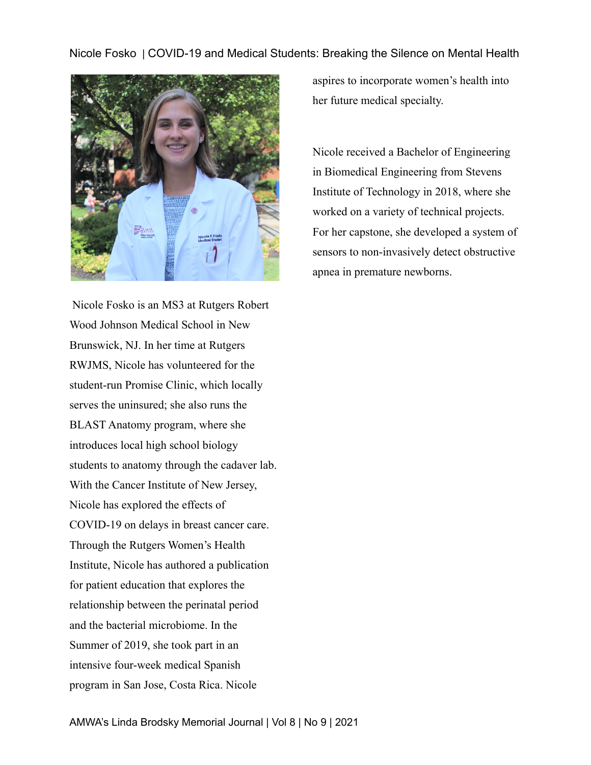Nicole Fosko is an MS3 at Rutgers Robert Wood Johnson Medical School in New Brunswick, NJ. In her time at Rutgers RWJMS, Nicole has volunteered for the student-run Promise Clinic, which locally serves the uninsured; she also runs the BLAST Anatomy program, where she introduces local high school biology students to anatomy through the cadaver lab. With the Cancer Institute of New Jersey, Nicole has explored the effects of COVID-19 on delays in breast cancer care. Through the Rutgers Women's Health Institute, Nicole has authored a publication for patient education that explores the relationship between the perinatal period and the bacterial microbiome. In the Summer of 2019, she took part in an intensive four-week medical Spanish program in San Jose, Costa Rica. Nicole aspires to incorporate women's health into her future medical specialty.

Nicole received a Bachelor of Engineering in Biomedical Engineering from Stevens Institute of Technology in 2018, where she worked on a variety of technical projects. For her capstone, she developed a system of sensors to non-invasively detect obstructive apnea in premature newborns.